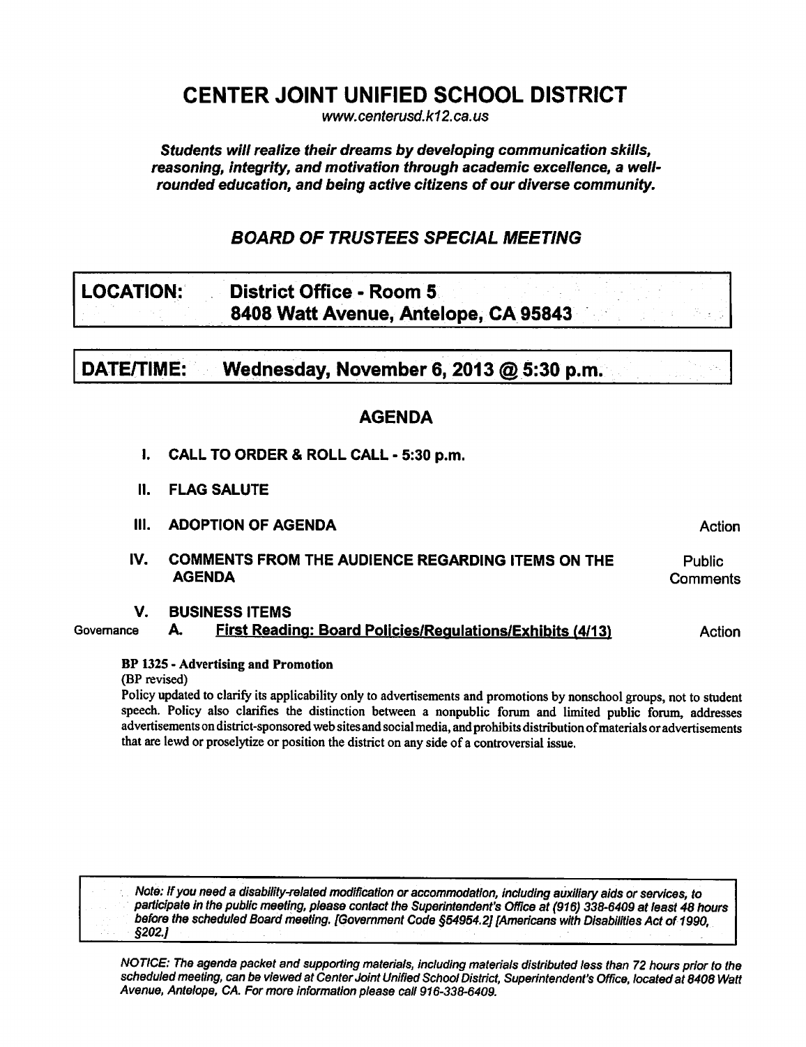# CENTER JOINT UNIFIED SCHOOL DISTRICT

www.centerusd.k12.ca.us

***Students will realize their dreams by developing communication skills, reasoning, integrity, and motivation through academic excellence, a well-rounded education, and being active citizens of our diverse community.***

## *BOARD OF TRUSTEES SPECIAL MEETING*

**LOCATION:** **District Office - Room 5**
**8408 Watt Avenue, Antelope, CA 95843**

**DATE/TIME:** **Wednesday, November 6, 2013 @ 5:30 p.m.**

## AGENDA

**I. CALL TO ORDER & ROLL CALL - 5:30 p.m.**

**II. FLAG SALUTE**

**III. ADOPTION OF AGENDA** — Action

**IV. COMMENTS FROM THE AUDIENCE REGARDING ITEMS ON THE AGENDA** — Public Comments

**V. BUSINESS ITEMS**

Governance **A. First Reading: Board Policies/Regulations/Exhibits (4/13)** — Action

**BP 1325 - Advertising and Promotion**

(BP revised)

Policy updated to clarify its applicability only to advertisements and promotions by nonschool groups, not to student speech. Policy also clarifies the distinction between a nonpublic forum and limited public forum, addresses advertisements on district-sponsored web sites and social media, and prohibits distribution of materials or advertisements that are lewd or proselytize or position the district on any side of a controversial issue.

*Note: If you need a disability-related modification or accommodation, including auxiliary aids or services, to participate in the public meeting, please contact the Superintendent's Office at (916) 338-6409 at least 48 hours before the scheduled Board meeting. [Government Code §54954.2] [Americans with Disabilities Act of 1990, §202.]*

*NOTICE: The agenda packet and supporting materials, including materials distributed less than 72 hours prior to the scheduled meeting, can be viewed at Center Joint Unified School District, Superintendent's Office, located at 8408 Watt Avenue, Antelope, CA. For more information please call 916-338-6409.*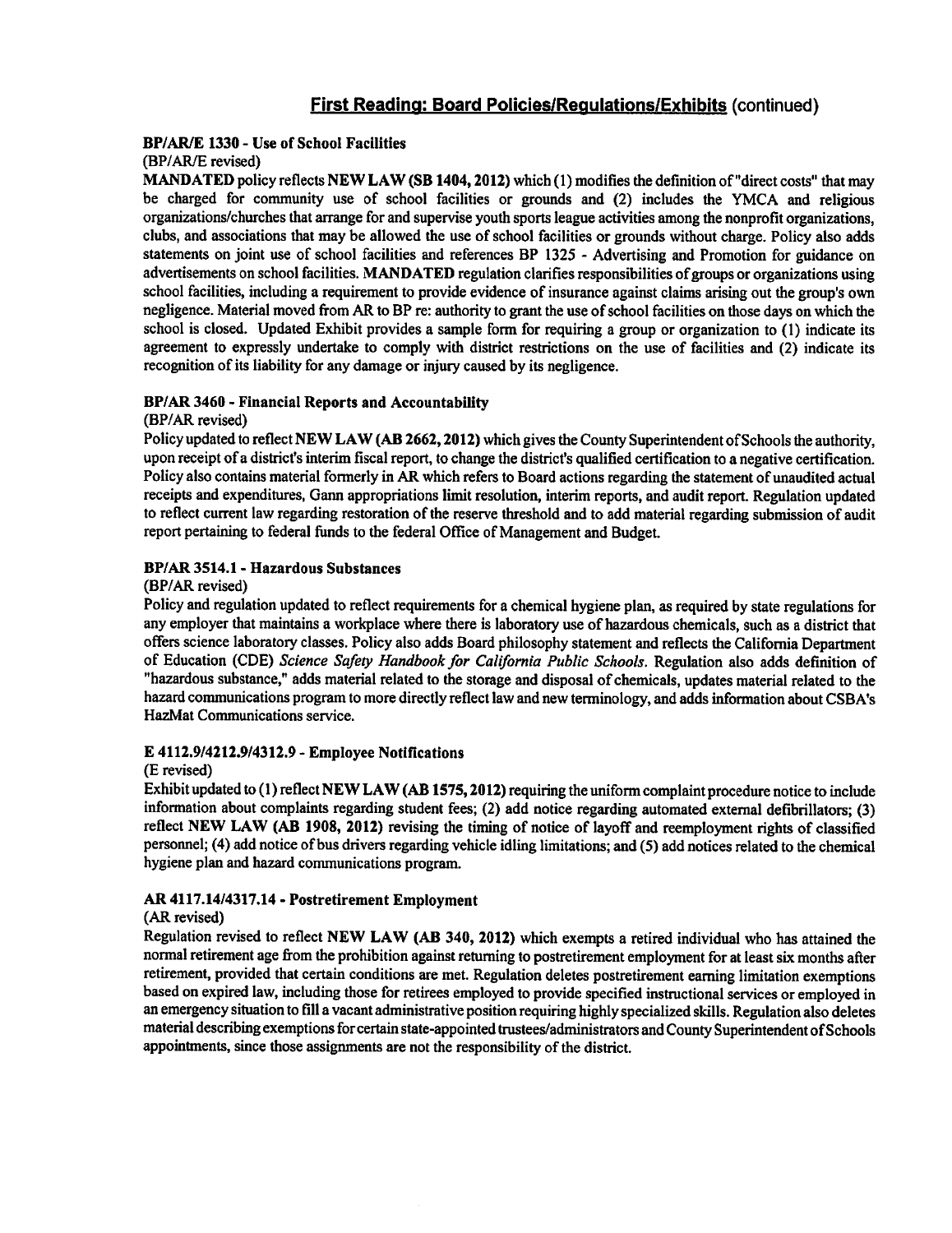## First Reading: Board Policies/Regulations/Exhibits (continued)

**BP/AR/E 1330 - Use of School Facilities**
(BP/AR/E revised)
**MANDATED** policy reflects **NEW LAW (SB 1404, 2012)** which (1) modifies the definition of "direct costs" that may be charged for community use of school facilities or grounds and (2) includes the YMCA and religious organizations/churches that arrange for and supervise youth sports league activities among the nonprofit organizations, clubs, and associations that may be allowed the use of school facilities or grounds without charge. Policy also adds statements on joint use of school facilities and references BP 1325 - Advertising and Promotion for guidance on advertisements on school facilities. **MANDATED** regulation clarifies responsibilities of groups or organizations using school facilities, including a requirement to provide evidence of insurance against claims arising out the group's own negligence. Material moved from AR to BP re: authority to grant the use of school facilities on those days on which the school is closed. Updated Exhibit provides a sample form for requiring a group or organization to (1) indicate its agreement to expressly undertake to comply with district restrictions on the use of facilities and (2) indicate its recognition of its liability for any damage or injury caused by its negligence.

**BP/AR 3460 - Financial Reports and Accountability**
(BP/AR revised)
Policy updated to reflect **NEW LAW (AB 2662, 2012)** which gives the County Superintendent of Schools the authority, upon receipt of a district's interim fiscal report, to change the district's qualified certification to a negative certification. Policy also contains material formerly in AR which refers to Board actions regarding the statement of unaudited actual receipts and expenditures, Gann appropriations limit resolution, interim reports, and audit report. Regulation updated to reflect current law regarding restoration of the reserve threshold and to add material regarding submission of audit report pertaining to federal funds to the federal Office of Management and Budget.

**BP/AR 3514.1 - Hazardous Substances**
(BP/AR revised)
Policy and regulation updated to reflect requirements for a chemical hygiene plan, as required by state regulations for any employer that maintains a workplace where there is laboratory use of hazardous chemicals, such as a district that offers science laboratory classes. Policy also adds Board philosophy statement and reflects the California Department of Education (CDE) *Science Safety Handbook for California Public Schools*. Regulation also adds definition of "hazardous substance," adds material related to the storage and disposal of chemicals, updates material related to the hazard communications program to more directly reflect law and new terminology, and adds information about CSBA's HazMat Communications service.

**E 4112.9/4212.9/4312.9 - Employee Notifications**
(E revised)
Exhibit updated to (1) reflect **NEW LAW (AB 1575, 2012)** requiring the uniform complaint procedure notice to include information about complaints regarding student fees; (2) add notice regarding automated external defibrillators; (3) reflect **NEW LAW (AB 1908, 2012)** revising the timing of notice of layoff and reemployment rights of classified personnel; (4) add notice of bus drivers regarding vehicle idling limitations; and (5) add notices related to the chemical hygiene plan and hazard communications program.

**AR 4117.14/4317.14 - Postretirement Employment**
(AR revised)
Regulation revised to reflect **NEW LAW (AB 340, 2012)** which exempts a retired individual who has attained the normal retirement age from the prohibition against returning to postretirement employment for at least six months after retirement, provided that certain conditions are met. Regulation deletes postretirement earning limitation exemptions based on expired law, including those for retirees employed to provide specified instructional services or employed in an emergency situation to fill a vacant administrative position requiring highly specialized skills. Regulation also deletes material describing exemptions for certain state-appointed trustees/administrators and County Superintendent of Schools appointments, since those assignments are not the responsibility of the district.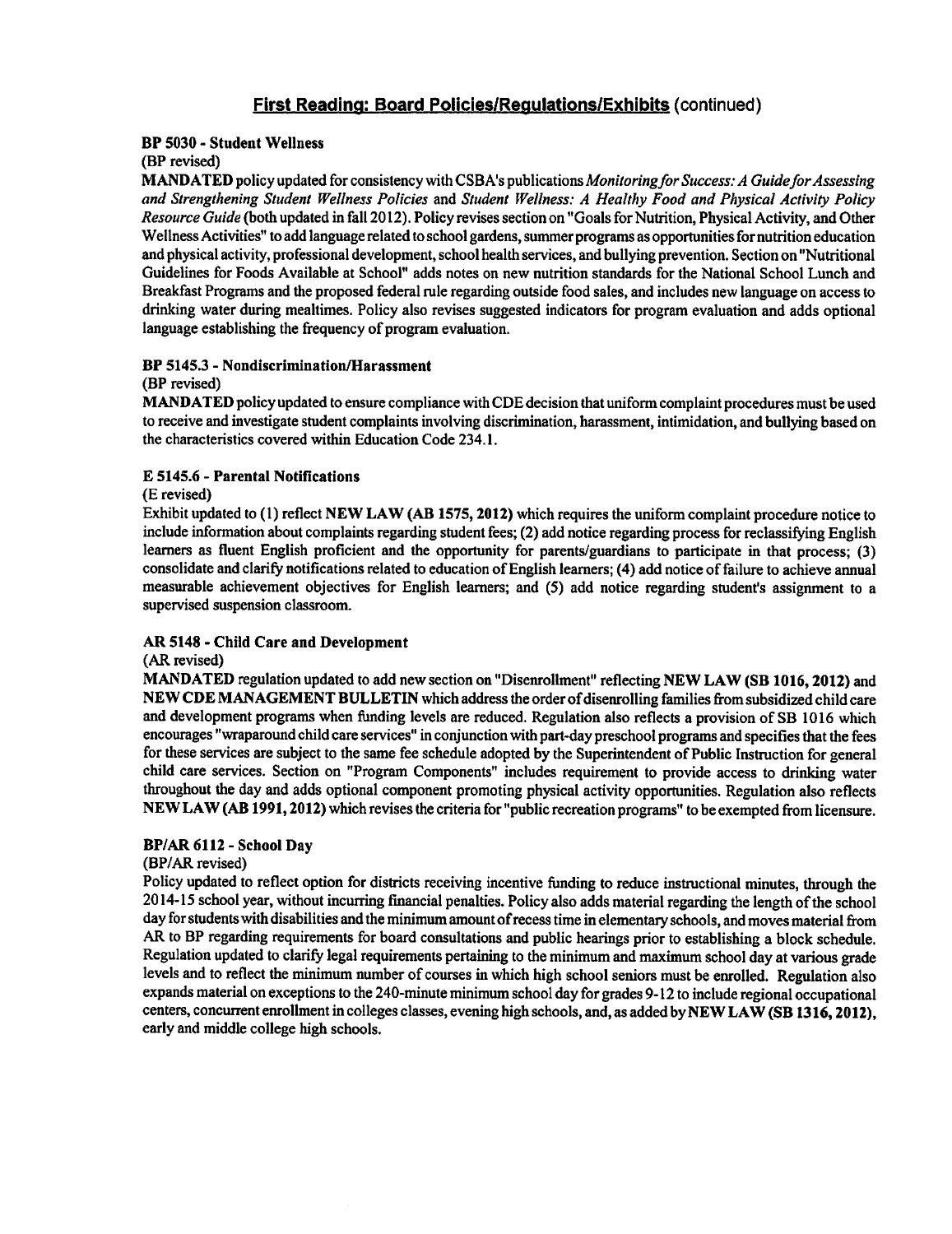## First Reading: Board Policies/Regulations/Exhibits (continued)

**BP 5030 - Student Wellness**
(BP revised)
**MANDATED** policy updated for consistency with CSBA's publications *Monitoring for Success: A Guide for Assessing and Strengthening Student Wellness Policies* and *Student Wellness: A Healthy Food and Physical Activity Policy Resource Guide* (both updated in fall 2012). Policy revises section on "Goals for Nutrition, Physical Activity, and Other Wellness Activities" to add language related to school gardens, summer programs as opportunities for nutrition education and physical activity, professional development, school health services, and bullying prevention. Section on "Nutritional Guidelines for Foods Available at School" adds notes on new nutrition standards for the National School Lunch and Breakfast Programs and the proposed federal rule regarding outside food sales, and includes new language on access to drinking water during mealtimes. Policy also revises suggested indicators for program evaluation and adds optional language establishing the frequency of program evaluation.

**BP 5145.3 - Nondiscrimination/Harassment**
(BP revised)
**MANDATED** policy updated to ensure compliance with CDE decision that uniform complaint procedures must be used to receive and investigate student complaints involving discrimination, harassment, intimidation, and bullying based on the characteristics covered within Education Code 234.1.

**E 5145.6 - Parental Notifications**
(E revised)
Exhibit updated to (1) reflect **NEW LAW (AB 1575, 2012)** which requires the uniform complaint procedure notice to include information about complaints regarding student fees; (2) add notice regarding process for reclassifying English learners as fluent English proficient and the opportunity for parents/guardians to participate in that process; (3) consolidate and clarify notifications related to education of English learners; (4) add notice of failure to achieve annual measurable achievement objectives for English learners; and (5) add notice regarding student's assignment to a supervised suspension classroom.

**AR 5148 - Child Care and Development**
(AR revised)
**MANDATED** regulation updated to add new section on "Disenrollment" reflecting **NEW LAW (SB 1016, 2012)** and **NEW CDE MANAGEMENT BULLETIN** which address the order of disenrolling families from subsidized child care and development programs when funding levels are reduced. Regulation also reflects a provision of SB 1016 which encourages "wraparound child care services" in conjunction with part-day preschool programs and specifies that the fees for these services are subject to the same fee schedule adopted by the Superintendent of Public Instruction for general child care services. Section on "Program Components" includes requirement to provide access to drinking water throughout the day and adds optional component promoting physical activity opportunities. Regulation also reflects **NEW LAW (AB 1991, 2012)** which revises the criteria for "public recreation programs" to be exempted from licensure.

**BP/AR 6112 - School Day**
(BP/AR revised)
Policy updated to reflect option for districts receiving incentive funding to reduce instructional minutes, through the 2014-15 school year, without incurring financial penalties. Policy also adds material regarding the length of the school day for students with disabilities and the minimum amount of recess time in elementary schools, and moves material from AR to BP regarding requirements for board consultations and public hearings prior to establishing a block schedule. Regulation updated to clarify legal requirements pertaining to the minimum and maximum school day at various grade levels and to reflect the minimum number of courses in which high school seniors must be enrolled. Regulation also expands material on exceptions to the 240-minute minimum school day for grades 9-12 to include regional occupational centers, concurrent enrollment in colleges classes, evening high schools, and, as added by **NEW LAW (SB 1316, 2012)**, early and middle college high schools.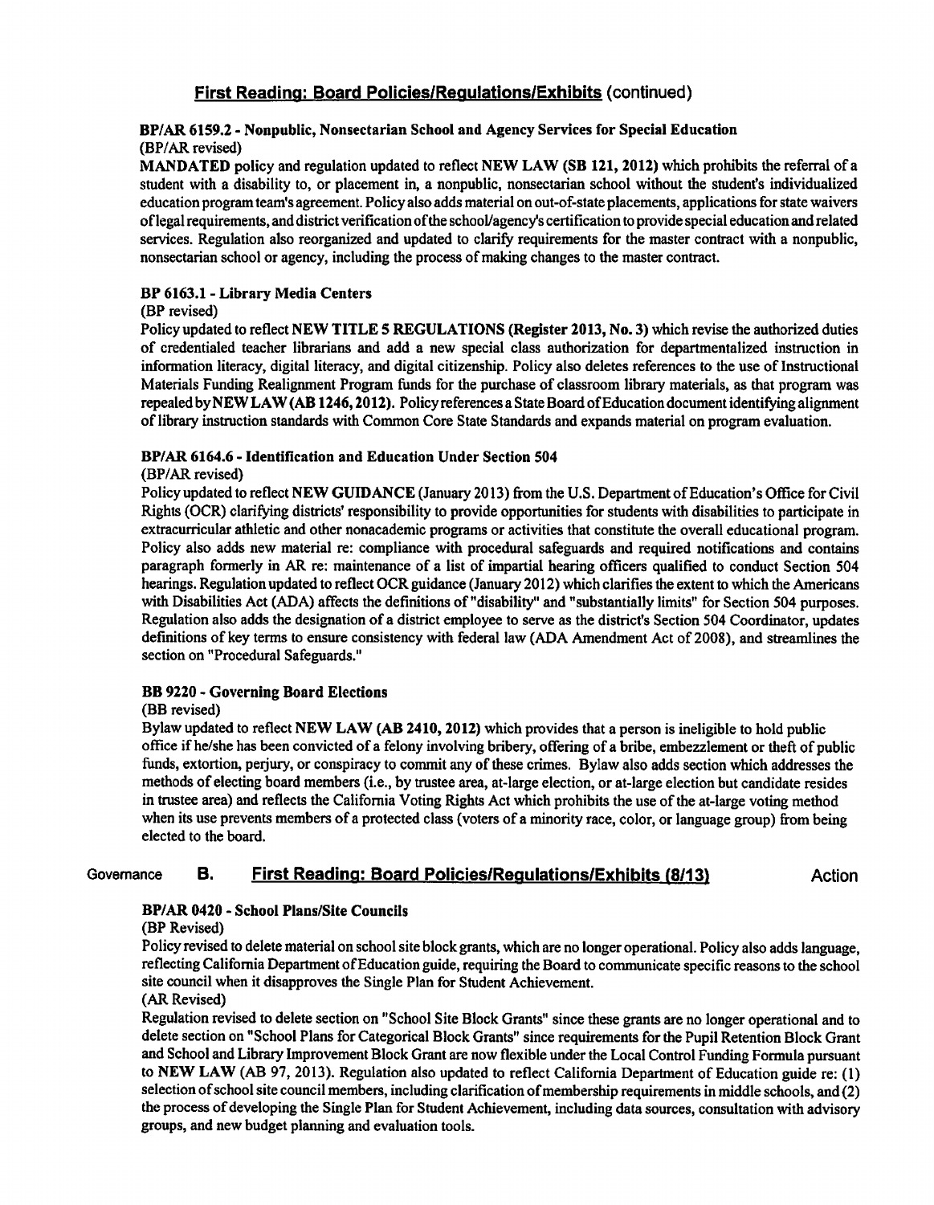## First Reading: Board Policies/Regulations/Exhibits (continued)

**BP/AR 6159.2 - Nonpublic, Nonsectarian School and Agency Services for Special Education**
(BP/AR revised)

**MANDATED** policy and regulation updated to reflect **NEW LAW (SB 121, 2012)** which prohibits the referral of a student with a disability to, or placement in, a nonpublic, nonsectarian school without the student's individualized education program team's agreement. Policy also adds material on out-of-state placements, applications for state waivers of legal requirements, and district verification of the school/agency's certification to provide special education and related services. Regulation also reorganized and updated to clarify requirements for the master contract with a nonpublic, nonsectarian school or agency, including the process of making changes to the master contract.

**BP 6163.1 - Library Media Centers**
(BP revised)

Policy updated to reflect **NEW TITLE 5 REGULATIONS (Register 2013, No. 3)** which revise the authorized duties of credentialed teacher librarians and add a new special class authorization for departmentalized instruction in information literacy, digital literacy, and digital citizenship. Policy also deletes references to the use of Instructional Materials Funding Realignment Program funds for the purchase of classroom library materials, as that program was repealed by **NEW LAW (AB 1246, 2012).** Policy references a State Board of Education document identifying alignment of library instruction standards with Common Core State Standards and expands material on program evaluation.

**BP/AR 6164.6 - Identification and Education Under Section 504**
(BP/AR revised)

Policy updated to reflect **NEW GUIDANCE** (January 2013) from the U.S. Department of Education's Office for Civil Rights (OCR) clarifying districts' responsibility to provide opportunities for students with disabilities to participate in extracurricular athletic and other nonacademic programs or activities that constitute the overall educational program. Policy also adds new material re: compliance with procedural safeguards and required notifications and contains paragraph formerly in AR re: maintenance of a list of impartial hearing officers qualified to conduct Section 504 hearings. Regulation updated to reflect OCR guidance (January 2012) which clarifies the extent to which the Americans with Disabilities Act (ADA) affects the definitions of "disability" and "substantially limits" for Section 504 purposes. Regulation also adds the designation of a district employee to serve as the district's Section 504 Coordinator, updates definitions of key terms to ensure consistency with federal law (ADA Amendment Act of 2008), and streamlines the section on "Procedural Safeguards."

**BB 9220 - Governing Board Elections**
(BB revised)

Bylaw updated to reflect **NEW LAW (AB 2410, 2012)** which provides that a person is ineligible to hold public office if he/she has been convicted of a felony involving bribery, offering of a bribe, embezzlement or theft of public funds, extortion, perjury, or conspiracy to commit any of these crimes. Bylaw also adds section which addresses the methods of electing board members (i.e., by trustee area, at-large election, or at-large election but candidate resides in trustee area) and reflects the California Voting Rights Act which prohibits the use of the at-large voting method when its use prevents members of a protected class (voters of a minority race, color, or language group) from being elected to the board.

## Governance B. First Reading: Board Policies/Regulations/Exhibits (8/13) Action

**BP/AR 0420 - School Plans/Site Councils**
(BP Revised)

Policy revised to delete material on school site block grants, which are no longer operational. Policy also adds language, reflecting California Department of Education guide, requiring the Board to communicate specific reasons to the school site council when it disapproves the Single Plan for Student Achievement.

(AR Revised)

Regulation revised to delete section on "School Site Block Grants" since these grants are no longer operational and to delete section on "School Plans for Categorical Block Grants" since requirements for the Pupil Retention Block Grant and School and Library Improvement Block Grant are now flexible under the Local Control Funding Formula pursuant to **NEW LAW** (AB 97, 2013). Regulation also updated to reflect California Department of Education guide re: (1) selection of school site council members, including clarification of membership requirements in middle schools, and (2) the process of developing the Single Plan for Student Achievement, including data sources, consultation with advisory groups, and new budget planning and evaluation tools.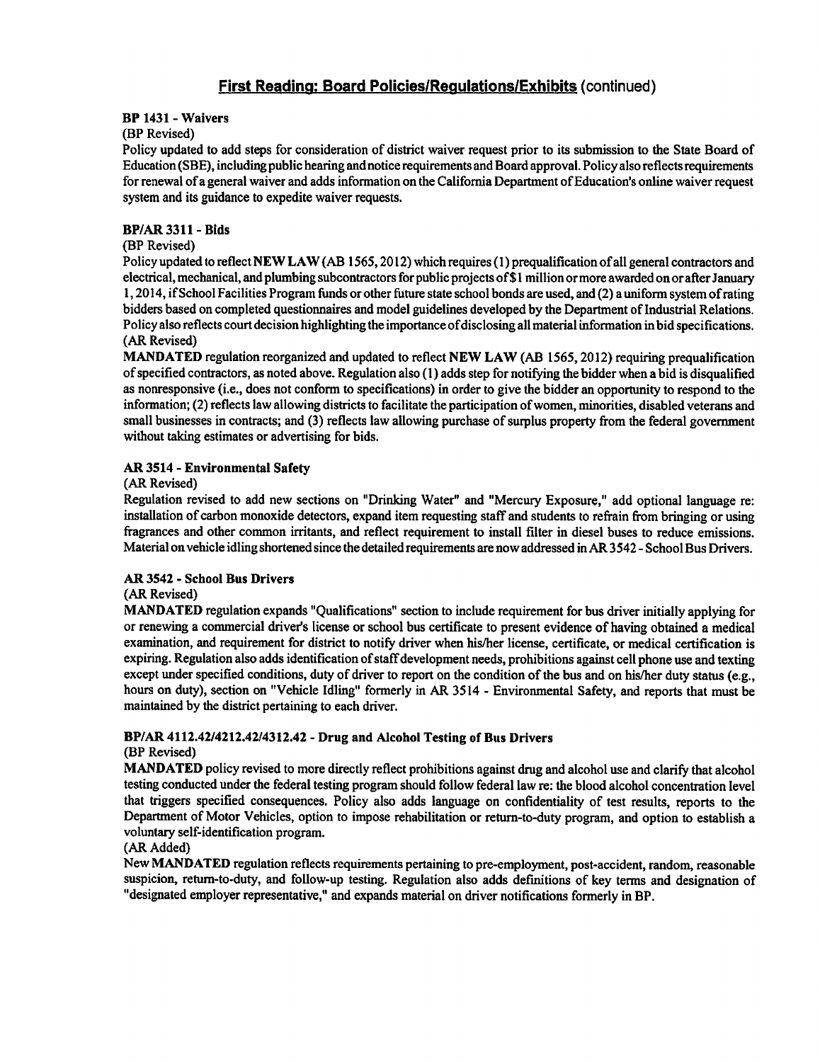## First Reading: Board Policies/Regulations/Exhibits (continued)

**BP 1431 - Waivers**

(BP Revised)

Policy updated to add steps for consideration of district waiver request prior to its submission to the State Board of Education (SBE), including public hearing and notice requirements and Board approval. Policy also reflects requirements for renewal of a general waiver and adds information on the California Department of Education's online waiver request system and its guidance to expedite waiver requests.

**BP/AR 3311 - Bids**

(BP Revised)

Policy updated to reflect **NEW LAW** (AB 1565, 2012) which requires (1) prequalification of all general contractors and electrical, mechanical, and plumbing subcontractors for public projects of $1 million or more awarded on or after January 1, 2014, if School Facilities Program funds or other future state school bonds are used, and (2) a uniform system of rating bidders based on completed questionnaires and model guidelines developed by the Department of Industrial Relations. Policy also reflects court decision highlighting the importance of disclosing all material information in bid specifications.

(AR Revised)

**MANDATED** regulation reorganized and updated to reflect **NEW LAW** (AB 1565, 2012) requiring prequalification of specified contractors, as noted above. Regulation also (1) adds step for notifying the bidder when a bid is disqualified as nonresponsive (i.e., does not conform to specifications) in order to give the bidder an opportunity to respond to the information; (2) reflects law allowing districts to facilitate the participation of women, minorities, disabled veterans and small businesses in contracts; and (3) reflects law allowing purchase of surplus property from the federal government without taking estimates or advertising for bids.

**AR 3514 - Environmental Safety**

(AR Revised)

Regulation revised to add new sections on "Drinking Water" and "Mercury Exposure," add optional language re: installation of carbon monoxide detectors, expand item requesting staff and students to refrain from bringing or using fragrances and other common irritants, and reflect requirement to install filter in diesel buses to reduce emissions. Material on vehicle idling shortened since the detailed requirements are now addressed in AR 3542 - School Bus Drivers.

**AR 3542 - School Bus Drivers**

(AR Revised)

**MANDATED** regulation expands "Qualifications" section to include requirement for bus driver initially applying for or renewing a commercial driver's license or school bus certificate to present evidence of having obtained a medical examination, and requirement for district to notify driver when his/her license, certificate, or medical certification is expiring. Regulation also adds identification of staff development needs, prohibitions against cell phone use and texting except under specified conditions, duty of driver to report on the condition of the bus and on his/her duty status (e.g., hours on duty), section on "Vehicle Idling" formerly in AR 3514 - Environmental Safety, and reports that must be maintained by the district pertaining to each driver.

**BP/AR 4112.42/4212.42/4312.42 - Drug and Alcohol Testing of Bus Drivers**

(BP Revised)

**MANDATED** policy revised to more directly reflect prohibitions against drug and alcohol use and clarify that alcohol testing conducted under the federal testing program should follow federal law re: the blood alcohol concentration level that triggers specified consequences. Policy also adds language on confidentiality of test results, reports to the Department of Motor Vehicles, option to impose rehabilitation or return-to-duty program, and option to establish a voluntary self-identification program.

(AR Added)

New **MANDATED** regulation reflects requirements pertaining to pre-employment, post-accident, random, reasonable suspicion, return-to-duty, and follow-up testing. Regulation also adds definitions of key terms and designation of "designated employer representative," and expands material on driver notifications formerly in BP.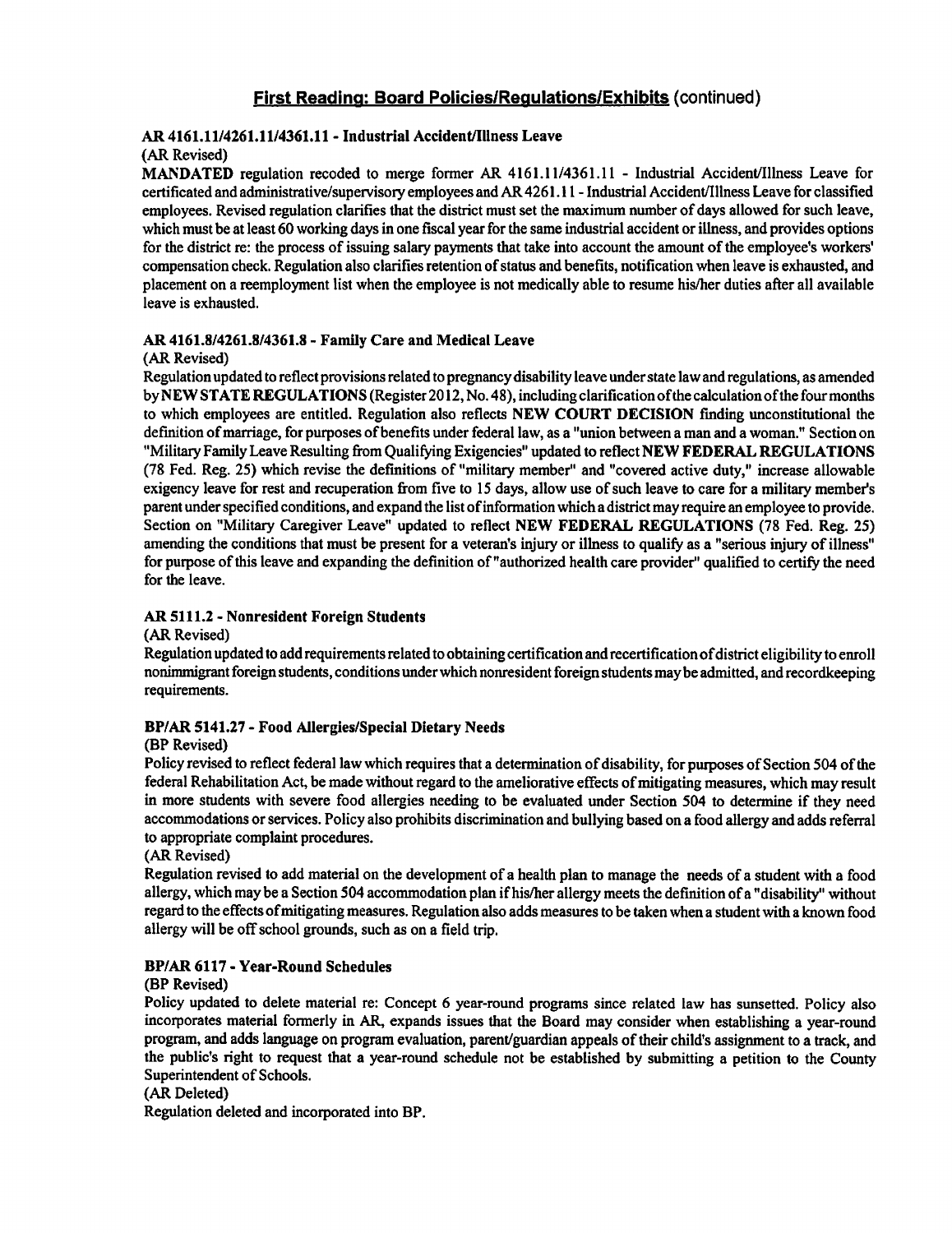## First Reading: Board Policies/Regulations/Exhibits (continued)

### AR 4161.11/4261.11/4361.11 - Industrial Accident/Illness Leave

(AR Revised)

**MANDATED** regulation recoded to merge former AR 4161.11/4361.11 - Industrial Accident/Illness Leave for certificated and administrative/supervisory employees and AR 4261.11 - Industrial Accident/Illness Leave for classified employees. Revised regulation clarifies that the district must set the maximum number of days allowed for such leave, which must be at least 60 working days in one fiscal year for the same industrial accident or illness, and provides options for the district re: the process of issuing salary payments that take into account the amount of the employee's workers' compensation check. Regulation also clarifies retention of status and benefits, notification when leave is exhausted, and placement on a reemployment list when the employee is not medically able to resume his/her duties after all available leave is exhausted.

### AR 4161.8/4261.8/4361.8 - Family Care and Medical Leave

(AR Revised)

Regulation updated to reflect provisions related to pregnancy disability leave under state law and regulations, as amended by **NEW STATE REGULATIONS** (Register 2012, No. 48), including clarification of the calculation of the four months to which employees are entitled. Regulation also reflects **NEW COURT DECISION** finding unconstitutional the definition of marriage, for purposes of benefits under federal law, as a "union between a man and a woman." Section on "Military Family Leave Resulting from Qualifying Exigencies" updated to reflect **NEW FEDERAL REGULATIONS** (78 Fed. Reg. 25) which revise the definitions of "military member" and "covered active duty," increase allowable exigency leave for rest and recuperation from five to 15 days, allow use of such leave to care for a military member's parent under specified conditions, and expand the list of information which a district may require an employee to provide. Section on "Military Caregiver Leave" updated to reflect **NEW FEDERAL REGULATIONS** (78 Fed. Reg. 25) amending the conditions that must be present for a veteran's injury or illness to qualify as a "serious injury of illness" for purpose of this leave and expanding the definition of "authorized health care provider" qualified to certify the need for the leave.

### AR 5111.2 - Nonresident Foreign Students

(AR Revised)

Regulation updated to add requirements related to obtaining certification and recertification of district eligibility to enroll nonimmigrant foreign students, conditions under which nonresident foreign students may be admitted, and recordkeeping requirements.

### BP/AR 5141.27 - Food Allergies/Special Dietary Needs

(BP Revised)

Policy revised to reflect federal law which requires that a determination of disability, for purposes of Section 504 of the federal Rehabilitation Act, be made without regard to the ameliorative effects of mitigating measures, which may result in more students with severe food allergies needing to be evaluated under Section 504 to determine if they need accommodations or services. Policy also prohibits discrimination and bullying based on a food allergy and adds referral to appropriate complaint procedures.

(AR Revised)

Regulation revised to add material on the development of a health plan to manage the needs of a student with a food allergy, which may be a Section 504 accommodation plan if his/her allergy meets the definition of a "disability" without regard to the effects of mitigating measures. Regulation also adds measures to be taken when a student with a known food allergy will be off school grounds, such as on a field trip.

### BP/AR 6117 - Year-Round Schedules

(BP Revised)

Policy updated to delete material re: Concept 6 year-round programs since related law has sunsetted. Policy also incorporates material formerly in AR, expands issues that the Board may consider when establishing a year-round program, and adds language on program evaluation, parent/guardian appeals of their child's assignment to a track, and the public's right to request that a year-round schedule not be established by submitting a petition to the County Superintendent of Schools.

(AR Deleted)

Regulation deleted and incorporated into BP.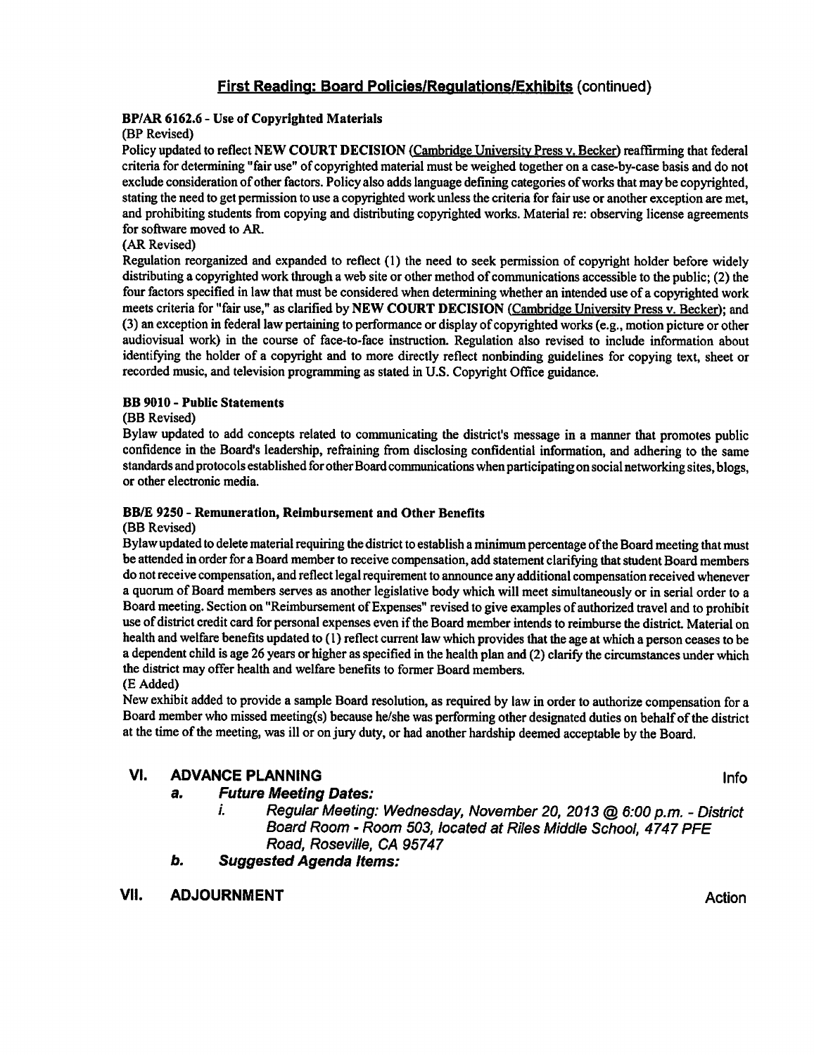## First Reading: Board Policies/Regulations/Exhibits (continued)

**BP/AR 6162.6 - Use of Copyrighted Materials**

(BP Revised)

Policy updated to reflect **NEW COURT DECISION** (Cambridge University Press v. Becker) reaffirming that federal criteria for determining "fair use" of copyrighted material must be weighed together on a case-by-case basis and do not exclude consideration of other factors. Policy also adds language defining categories of works that may be copyrighted, stating the need to get permission to use a copyrighted work unless the criteria for fair use or another exception are met, and prohibiting students from copying and distributing copyrighted works. Material re: observing license agreements for software moved to AR.

(AR Revised)

Regulation reorganized and expanded to reflect (1) the need to seek permission of copyright holder before widely distributing a copyrighted work through a web site or other method of communications accessible to the public; (2) the four factors specified in law that must be considered when determining whether an intended use of a copyrighted work meets criteria for "fair use," as clarified by **NEW COURT DECISION** (Cambridge University Press v. Becker); and (3) an exception in federal law pertaining to performance or display of copyrighted works (e.g., motion picture or other audiovisual work) in the course of face-to-face instruction. Regulation also revised to include information about identifying the holder of a copyright and to more directly reflect nonbinding guidelines for copying text, sheet or recorded music, and television programming as stated in U.S. Copyright Office guidance.

**BB 9010 - Public Statements**

(BB Revised)

Bylaw updated to add concepts related to communicating the district's message in a manner that promotes public confidence in the Board's leadership, refraining from disclosing confidential information, and adhering to the same standards and protocols established for other Board communications when participating on social networking sites, blogs, or other electronic media.

**BB/E 9250 - Remuneration, Reimbursement and Other Benefits**

(BB Revised)

Bylaw updated to delete material requiring the district to establish a minimum percentage of the Board meeting that must be attended in order for a Board member to receive compensation, add statement clarifying that student Board members do not receive compensation, and reflect legal requirement to announce any additional compensation received whenever a quorum of Board members serves as another legislative body which will meet simultaneously or in serial order to a Board meeting. Section on "Reimbursement of Expenses" revised to give examples of authorized travel and to prohibit use of district credit card for personal expenses even if the Board member intends to reimburse the district. Material on health and welfare benefits updated to (1) reflect current law which provides that the age at which a person ceases to be a dependent child is age 26 years or higher as specified in the health plan and (2) clarify the circumstances under which the district may offer health and welfare benefits to former Board members.

(E Added)

New exhibit added to provide a sample Board resolution, as required by law in order to authorize compensation for a Board member who missed meeting(s) because he/she was performing other designated duties on behalf of the district at the time of the meeting, was ill or on jury duty, or had another hardship deemed acceptable by the Board.

## VI. ADVANCE PLANNING — Info

**a. *Future Meeting Dates:***

i. *Regular Meeting: Wednesday, November 20, 2013 @ 6:00 p.m. - District Board Room - Room 503, located at Riles Middle School, 4747 PFE Road, Roseville, CA 95747*

**b. *Suggested Agenda Items:***

## VII. ADJOURNMENT — Action